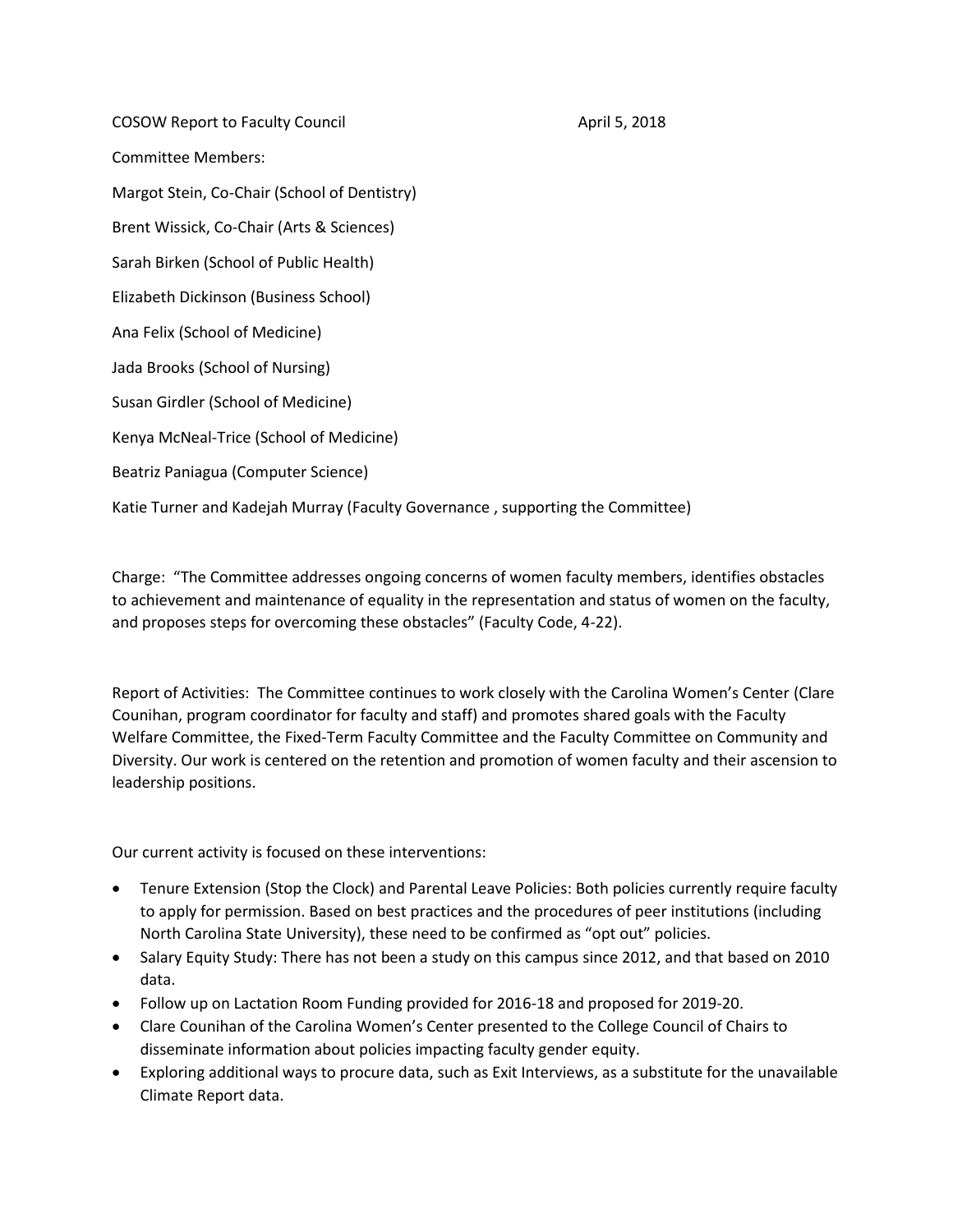COSOW Report to Faculty Council April 5, 2018

Committee Members:

Margot Stein, Co-Chair (School of Dentistry)

Brent Wissick, Co-Chair (Arts & Sciences)

Sarah Birken (School of Public Health)

Elizabeth Dickinson (Business School)

Ana Felix (School of Medicine)

Jada Brooks (School of Nursing)

Susan Girdler (School of Medicine)

Kenya McNeal-Trice (School of Medicine)

Beatriz Paniagua (Computer Science)

Katie Turner and Kadejah Murray (Faculty Governance , supporting the Committee)

Charge: "The Committee addresses ongoing concerns of women faculty members, identifies obstacles to achievement and maintenance of equality in the representation and status of women on the faculty, and proposes steps for overcoming these obstacles" (Faculty Code, 4-22).

Report of Activities: The Committee continues to work closely with the Carolina Women's Center (Clare Counihan, program coordinator for faculty and staff) and promotes shared goals with the Faculty Welfare Committee, the Fixed-Term Faculty Committee and the Faculty Committee on Community and Diversity. Our work is centered on the retention and promotion of women faculty and their ascension to leadership positions.

Our current activity is focused on these interventions:

- Tenure Extension (Stop the Clock) and Parental Leave Policies: Both policies currently require faculty to apply for permission. Based on best practices and the procedures of peer institutions (including North Carolina State University), these need to be confirmed as "opt out" policies.
- Salary Equity Study: There has not been a study on this campus since 2012, and that based on 2010 data.
- Follow up on Lactation Room Funding provided for 2016-18 and proposed for 2019-20.
- Clare Counihan of the Carolina Women's Center presented to the College Council of Chairs to disseminate information about policies impacting faculty gender equity.
- Exploring additional ways to procure data, such as Exit Interviews, as a substitute for the unavailable Climate Report data.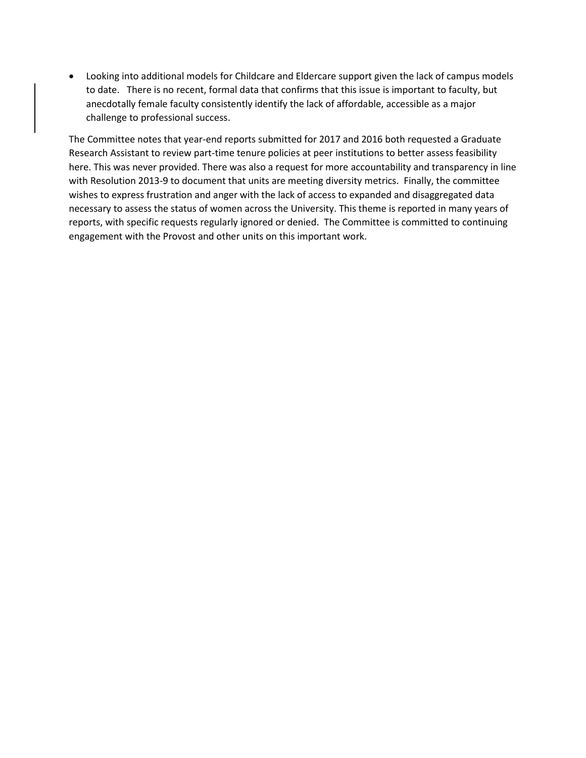- Looking into additional models for Childcare and Eldercare support given the lack of campus models to date. There is no recent, formal data that confirms that this issue is important to faculty, but anecdotally female faculty consistently identify the lack of affordable, accessible as a major challenge to professional success.

The Committee notes that year-end reports submitted for 2017 and 2016 both requested a Graduate Research Assistant to review part-time tenure policies at peer institutions to better assess feasibility here. This was never provided. There was also a request for more accountability and transparency in line with Resolution 2013-9 to document that units are meeting diversity metrics. Finally, the committee wishes to express frustration and anger with the lack of access to expanded and disaggregated data necessary to assess the status of women across the University. This theme is reported in many years of reports, with specific requests regularly ignored or denied. The Committee is committed to continuing engagement with the Provost and other units on this important work.